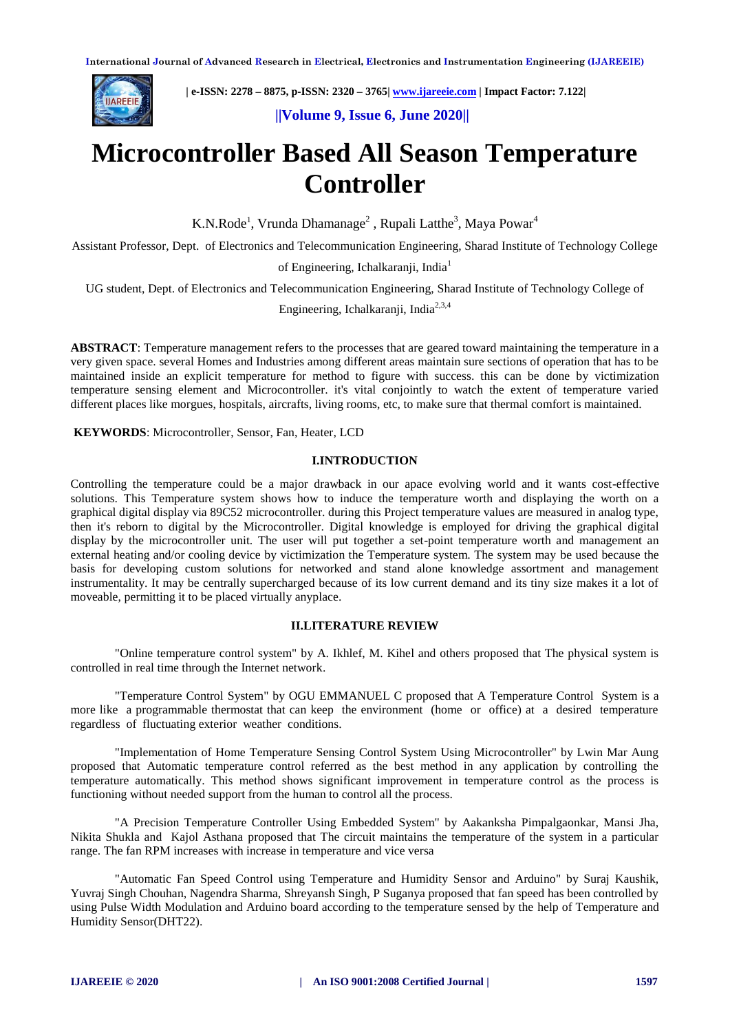# Microcontroller Based All Season Temperature Controller

K.N.Rode[1], Vrunda Dhamanage[2] , Rupali Latthe[3], Maya Powar[4]

Assistant Professor, Dept. of Electronics and Telecommunication Engineering, Sharad Institute of Technology College of Engineering, Ichalkaranji, India[1]

UG student, Dept. of Electronics and Telecommunication Engineering, Sharad Institute of Technology College of Engineering, Ichalkaranji, India[2,3,4]

**ABSTRACT**: Temperature management refers to the processes that are geared toward maintaining the temperature in a very given space. several Homes and Industries among different areas maintain sure sections of operation that has to be maintained inside an explicit temperature for method to figure with success. this can be done by victimization temperature sensing element and Microcontroller. it's vital conjointly to watch the extent of temperature varied different places like morgues, hospitals, aircrafts, living rooms, etc, to make sure that thermal comfort is maintained.

**KEYWORDS**: Microcontroller, Sensor, Fan, Heater, LCD

## I.INTRODUCTION

Controlling the temperature could be a major drawback in our apace evolving world and it wants cost-effective solutions. This Temperature system shows how to induce the temperature worth and displaying the worth on a graphical digital display via 89C52 microcontroller. during this Project temperature values are measured in analog type, then it's reborn to digital by the Microcontroller. Digital knowledge is employed for driving the graphical digital display by the microcontroller unit. The user will put together a set-point temperature worth and management an external heating and/or cooling device by victimization the Temperature system. The system may be used because the basis for developing custom solutions for networked and stand alone knowledge assortment and management instrumentality. It may be centrally supercharged because of its low current demand and its tiny size makes it a lot of moveable, permitting it to be placed virtually anyplace.

## II.LITERATURE REVIEW

"Online temperature control system" by A. Ikhlef, M. Kihel and others proposed that The physical system is controlled in real time through the Internet network.

"Temperature Control System" by OGU EMMANUEL C proposed that A Temperature Control System is a more like a programmable thermostat that can keep the environment (home or office) at a desired temperature regardless of fluctuating exterior weather conditions.

"Implementation of Home Temperature Sensing Control System Using Microcontroller" by Lwin Mar Aung proposed that Automatic temperature control referred as the best method in any application by controlling the temperature automatically. This method shows significant improvement in temperature control as the process is functioning without needed support from the human to control all the process.

"A Precision Temperature Controller Using Embedded System" by Aakanksha Pimpalgaonkar, Mansi Jha, Nikita Shukla and Kajol Asthana proposed that The circuit maintains the temperature of the system in a particular range. The fan RPM increases with increase in temperature and vice versa

"Automatic Fan Speed Control using Temperature and Humidity Sensor and Arduino" by Suraj Kaushik, Yuvraj Singh Chouhan, Nagendra Sharma, Shreyansh Singh, P Suganya proposed that fan speed has been controlled by using Pulse Width Modulation and Arduino board according to the temperature sensed by the help of Temperature and Humidity Sensor(DHT22).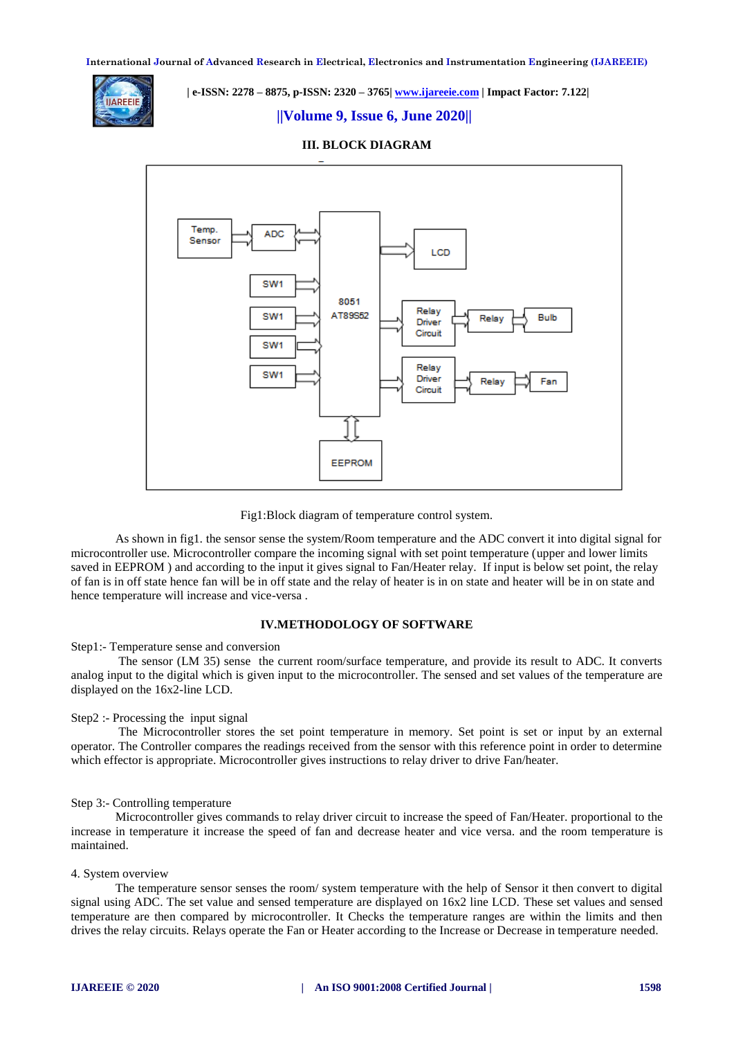### III. BLOCK DIAGRAM

Fig1:Block diagram of temperature control system.

As shown in fig1. the sensor sense the system/Room temperature and the ADC convert it into digital signal for microcontroller use. Microcontroller compare the incoming signal with set point temperature (upper and lower limits saved in EEPROM ) and according to the input it gives signal to Fan/Heater relay. If input is below set point, the relay of fan is in off state hence fan will be in off state and the relay of heater is in on state and heater will be in on state and hence temperature will increase and vice-versa .

### IV.METHODOLOGY OF SOFTWARE

Step1:- Temperature sense and conversion

The sensor (LM 35) sense the current room/surface temperature, and provide its result to ADC. It converts analog input to the digital which is given input to the microcontroller. The sensed and set values of the temperature are displayed on the 16x2-line LCD.

Step2 :- Processing the input signal

The Microcontroller stores the set point temperature in memory. Set point is set or input by an external operator. The Controller compares the readings received from the sensor with this reference point in order to determine which effector is appropriate. Microcontroller gives instructions to relay driver to drive Fan/heater.

Step 3:- Controlling temperature

Microcontroller gives commands to relay driver circuit to increase the speed of Fan/Heater. proportional to the increase in temperature it increase the speed of fan and decrease heater and vice versa. and the room temperature is maintained.

4. System overview

The temperature sensor senses the room/ system temperature with the help of Sensor it then convert to digital signal using ADC. The set value and sensed temperature are displayed on 16x2 line LCD. These set values and sensed temperature are then compared by microcontroller. It Checks the temperature ranges are within the limits and then drives the relay circuits. Relays operate the Fan or Heater according to the Increase or Decrease in temperature needed.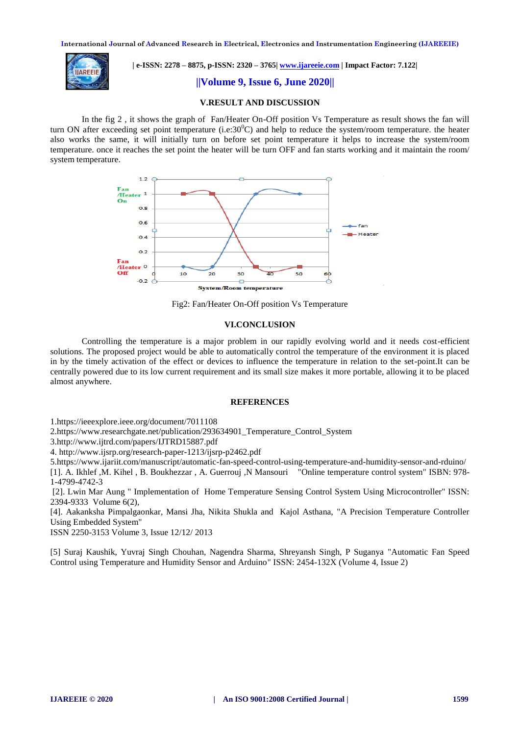## V.RESULT AND DISCUSSION

In the fig 2 , it shows the graph of Fan/Heater On-Off position Vs Temperature as result shows the fan will turn ON after exceeding set point temperature (i.e:$30^0$C) and help to reduce the system/room temperature. the heater also works the same, it will initially turn on before set point temperature it helps to increase the system/room temperature. once it reaches the set point the heater will be turn OFF and fan starts working and it maintain the room/ system temperature.

Fan /Heater On

Fan /Heater Off

1.2
1
0.8
0.6
0.4
0.2
0
-0.2

0 10 20 30 40 50 60

System/Room temperature

fan
Heater

Fig2: Fan/Heater On-Off position Vs Temperature

## VI.CONCLUSION

Controlling the temperature is a major problem in our rapidly evolving world and it needs cost-efficient solutions. The proposed project would be able to automatically control the temperature of the environment it is placed in by the timely activation of the effect or devices to influence the temperature in relation to the set-point.It can be centrally powered due to its low current requirement and its small size makes it more portable, allowing it to be placed almost anywhere.

## REFERENCES

1.https://ieeexplore.ieee.org/document/7011108
2.https://www.researchgate.net/publication/293634901_Temperature_Control_System
3.http://www.ijtrd.com/papers/IJTRD15887.pdf
4. http://www.ijsrp.org/research-paper-1213/ijsrp-p2462.pdf
5.https://www.ijariit.com/manuscript/automatic-fan-speed-control-using-temperature-and-humidity-sensor-and-rduino/
[1]. A. Ikhlef ,M. Kihel , B. Boukhezzar , A. Guerrouj ,N Mansouri "Online temperature control system" ISBN: 978-1-4799-4742-3
[2]. Lwin Mar Aung " Implementation of Home Temperature Sensing Control System Using Microcontroller" ISSN: 2394-9333 Volume 6(2),
[4]. Aakanksha Pimpalgaonkar, Mansi Jha, Nikita Shukla and Kajol Asthana, "A Precision Temperature Controller Using Embedded System"
ISSN 2250-3153 Volume 3, Issue 12/12/ 2013

[5] Suraj Kaushik, Yuvraj Singh Chouhan, Nagendra Sharma, Shreyansh Singh, P Suganya "Automatic Fan Speed Control using Temperature and Humidity Sensor and Arduino" ISSN: 2454-132X (Volume 4, Issue 2)